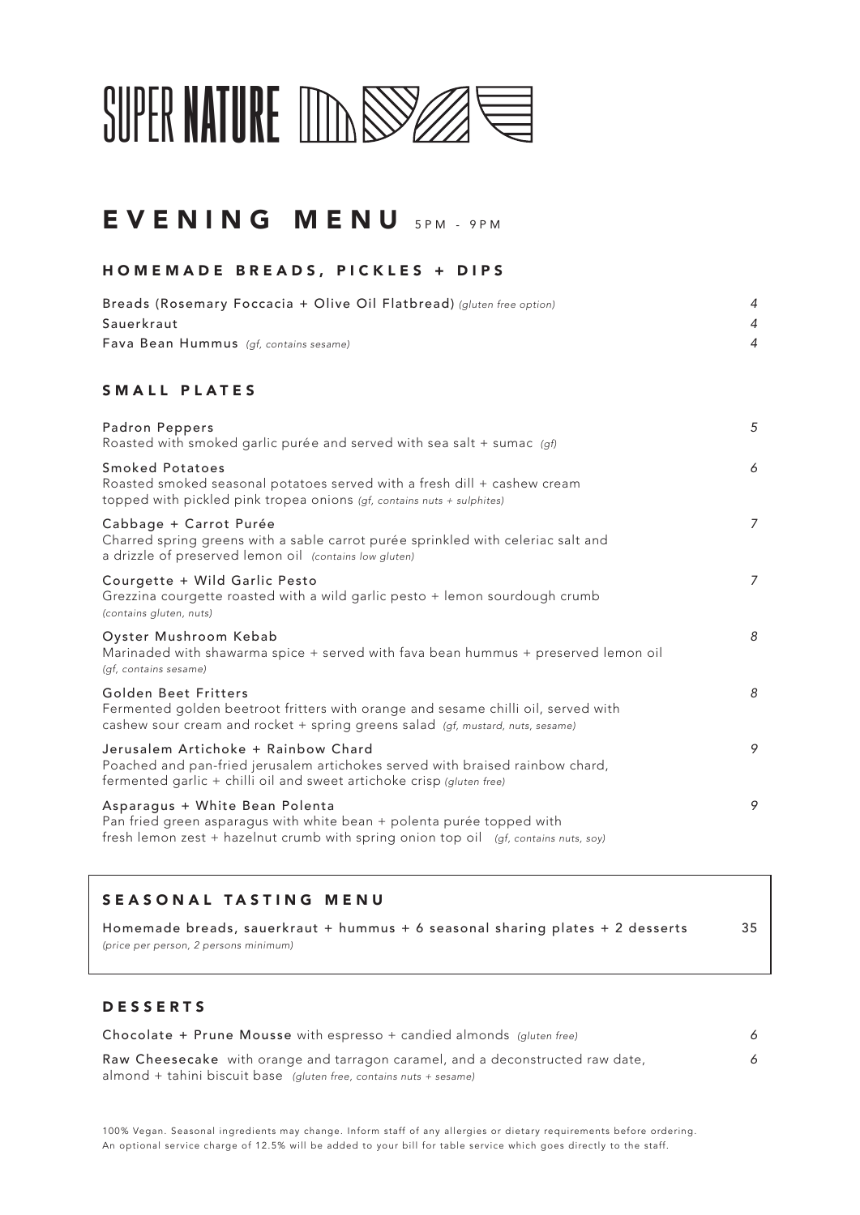# SUPER NATURE

## EVENING MENU 5PM - 9PM

### HOMEMADE BREADS, PICKLES + DIPS

| Item | Price |
|---|---|
| Breads (Rosemary Foccacia + Olive Oil Flatbread) *(gluten free option)* | 4 |
| Sauerkraut | 4 |
| Fava Bean Hummus *(gf, contains sesame)* | 4 |

### SMALL PLATES

**Padron Peppers** — *5*
Roasted with smoked garlic purée and served with sea salt + sumac *(gf)*

**Smoked Potatoes** — *6*
Roasted smoked seasonal potatoes served with a fresh dill + cashew cream topped with pickled pink tropea onions *(gf, contains nuts + sulphites)*

**Cabbage + Carrot Purée** — *7*
Charred spring greens with a sable carrot purée sprinkled with celeriac salt and a drizzle of preserved lemon oil *(contains low gluten)*

**Courgette + Wild Garlic Pesto** — *7*
Grezzina courgette roasted with a wild garlic pesto + lemon sourdough crumb *(contains gluten, nuts)*

**Oyster Mushroom Kebab** — *8*
Marinaded with shawarma spice + served with fava bean hummus + preserved lemon oil *(gf, contains sesame)*

**Golden Beet Fritters** — *8*
Fermented golden beetroot fritters with orange and sesame chilli oil, served with cashew sour cream and rocket + spring greens salad *(gf, mustard, nuts, sesame)*

**Jerusalem Artichoke + Rainbow Chard** — *9*
Poached and pan-fried jerusalem artichokes served with braised rainbow chard, fermented garlic + chilli oil and sweet artichoke crisp *(gluten free)*

**Asparagus + White Bean Polenta** — *9*
Pan fried green asparagus with white bean + polenta purée topped with fresh lemon zest + hazelnut crumb with spring onion top oil *(gf, contains nuts, soy)*

### SEASONAL TASTING MENU

Homemade breads, sauerkraut + hummus + 6 seasonal sharing plates + 2 desserts — 35
*(price per person, 2 persons minimum)*

### DESSERTS

**Chocolate + Prune Mousse** with espresso + candied almonds *(gluten free)* — *6*

**Raw Cheesecake** with orange and tarragon caramel, and a deconstructed raw date, almond + tahini biscuit base *(gluten free, contains nuts + sesame)* — *6*

100% Vegan. Seasonal ingredients may change. Inform staff of any allergies or dietary requirements before ordering.
An optional service charge of 12.5% will be added to your bill for table service which goes directly to the staff.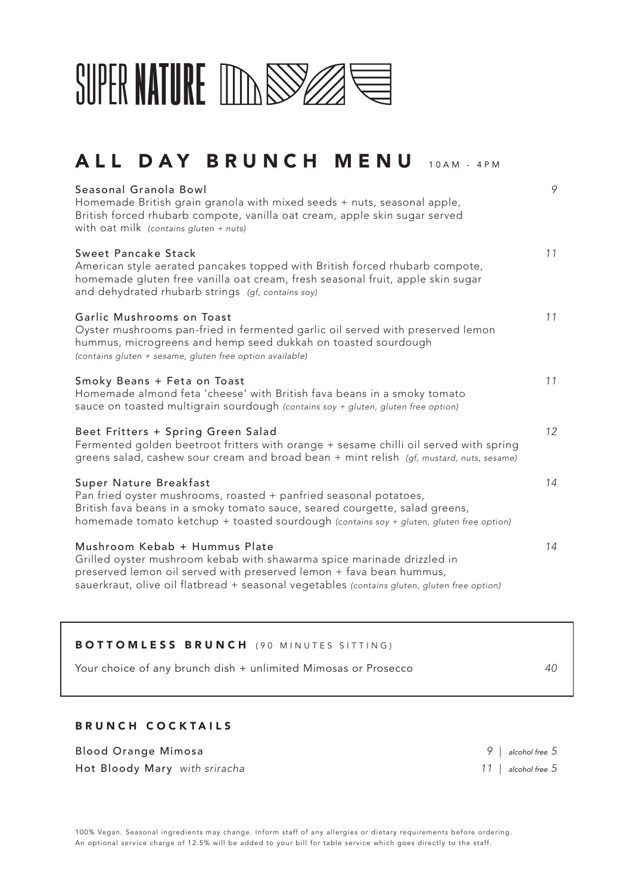# SUPER **NATURE**

## ALL DAY BRUNCH MENU 10AM - 4PM

**Seasonal Granola Bowl** — *9*
Homemade British grain granola with mixed seeds + nuts, seasonal apple, British forced rhubarb compote, vanilla oat cream, apple skin sugar served with oat milk *(contains gluten + nuts)*

**Sweet Pancake Stack** — *11*
American style aerated pancakes topped with British forced rhubarb compote, homemade gluten free vanilla oat cream, fresh seasonal fruit, apple skin sugar and dehydrated rhubarb strings *(gf, contains soy)*

**Garlic Mushrooms on Toast** — *11*
Oyster mushrooms pan-fried in fermented garlic oil served with preserved lemon hummus, microgreens and hemp seed dukkah on toasted sourdough
*(contains gluten + sesame, gluten free option available)*

**Smoky Beans + Feta on Toast** — *11*
Homemade almond feta 'cheese' with British fava beans in a smoky tomato sauce on toasted multigrain sourdough *(contains soy + gluten, gluten free option)*

**Beet Fritters + Spring Green Salad** — *12*
Fermented golden beetroot fritters with orange + sesame chilli oil served with spring greens salad, cashew sour cream and broad bean + mint relish *(gf, mustard, nuts, sesame)*

**Super Nature Breakfast** — *14*
Pan fried oyster mushrooms, roasted + panfried seasonal potatoes, British fava beans in a smoky tomato sauce, seared courgette, salad greens, homemade tomato ketchup + toasted sourdough *(contains soy + gluten, gluten free option)*

**Mushroom Kebab + Hummus Plate** — *14*
Grilled oyster mushroom kebab with shawarma spice marinade drizzled in preserved lemon oil served with preserved lemon + fava bean hummus, sauerkraut, olive oil flatbread + seasonal vegetables *(contains gluten, gluten free option)*

### BOTTOMLESS BRUNCH (90 MINUTES SITTING)

Your choice of any brunch dish + unlimited Mimosas or Prosecco — *40*

### BRUNCH COCKTAILS

| | |
|---|---|
| Blood Orange Mimosa | *9* \| *alcohol free 5* |
| Hot Bloody Mary *with sriracha* | *11* \| *alcohol free 5* |

100% Vegan. Seasonal ingredients may change. Inform staff of any allergies or dietary requirements before ordering.
An optional service charge of 12.5% will be added to your bill for table service which goes directly to the staff.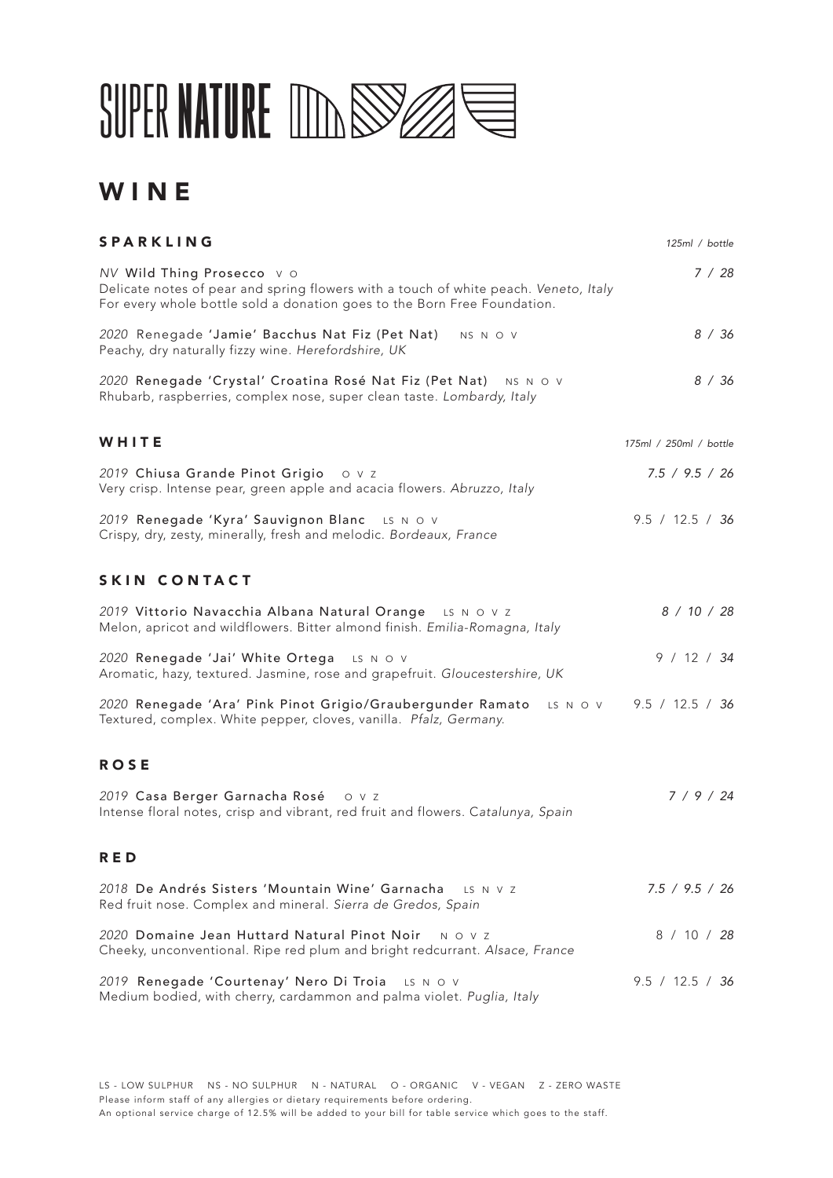# SUPER NATURE

## WINE

### SPARKLING

*125ml / bottle*

*NV* **Wild Thing Prosecco** V O — *7 / 28*
Delicate notes of pear and spring flowers with a touch of white peach. *Veneto, Italy*
For every whole bottle sold a donation goes to the Born Free Foundation.

*2020* Renegade **'Jamie' Bacchus Nat Fiz (Pet Nat)** NS N O V — *8 / 36*
Peachy, dry naturally fizzy wine. *Herefordshire, UK*

*2020* **Renegade 'Crystal' Croatina Rosé Nat Fiz (Pet Nat)** NS N O V — *8 / 36*
Rhubarb, raspberries, complex nose, super clean taste. *Lombardy, Italy*

### WHITE

*175ml / 250ml / bottle*

*2019* **Chiusa Grande Pinot Grigio** O V Z — *7.5 / 9.5 / 26*
Very crisp. Intense pear, green apple and acacia flowers. *Abruzzo, Italy*

*2019* **Renegade 'Kyra' Sauvignon Blanc** LS N O V — 9.5 / 12.5 / *36*
Crispy, dry, zesty, minerally, fresh and melodic. *Bordeaux, France*

### SKIN CONTACT

*2019* **Vittorio Navacchia Albana Natural Orange** LS N O V Z — *8 / 10 / 28*
Melon, apricot and wildflowers. Bitter almond finish. *Emilia-Romagna, Italy*

*2020* **Renegade 'Jai' White Ortega** LS N O V — 9 / 12 / *34*
Aromatic, hazy, textured. Jasmine, rose and grapefruit. *Gloucestershire, UK*

*2020* **Renegade 'Ara' Pink Pinot Grigio/Graubergunder Ramato** LS N O V — 9.5 / 12.5 / *36*
Textured, complex. White pepper, cloves, vanilla. *Pfalz, Germany.*

### ROSE

*2019* **Casa Berger Garnacha Rosé** O V Z — *7 / 9 / 24*
Intense floral notes, crisp and vibrant, red fruit and flowers. *Catalunya, Spain*

### RED

*2018* **De Andrés Sisters 'Mountain Wine' Garnacha** LS N V Z — *7.5 / 9.5 / 26*
Red fruit nose. Complex and mineral. *Sierra de Gredos, Spain*

*2020* **Domaine Jean Huttard Natural Pinot Noir** N O V Z — 8 / 10 / *28*
Cheeky, unconventional. Ripe red plum and bright redcurrant. *Alsace, France*

*2019* **Renegade 'Courtenay' Nero Di Troia** LS N O V — 9.5 / 12.5 / *36*
Medium bodied, with cherry, cardammon and palma violet. *Puglia, Italy*

LS - LOW SULPHUR NS - NO SULPHUR N - NATURAL O - ORGANIC V - VEGAN Z - ZERO WASTE
Please inform staff of any allergies or dietary requirements before ordering.
An optional service charge of 12.5% will be added to your bill for table service which goes to the staff.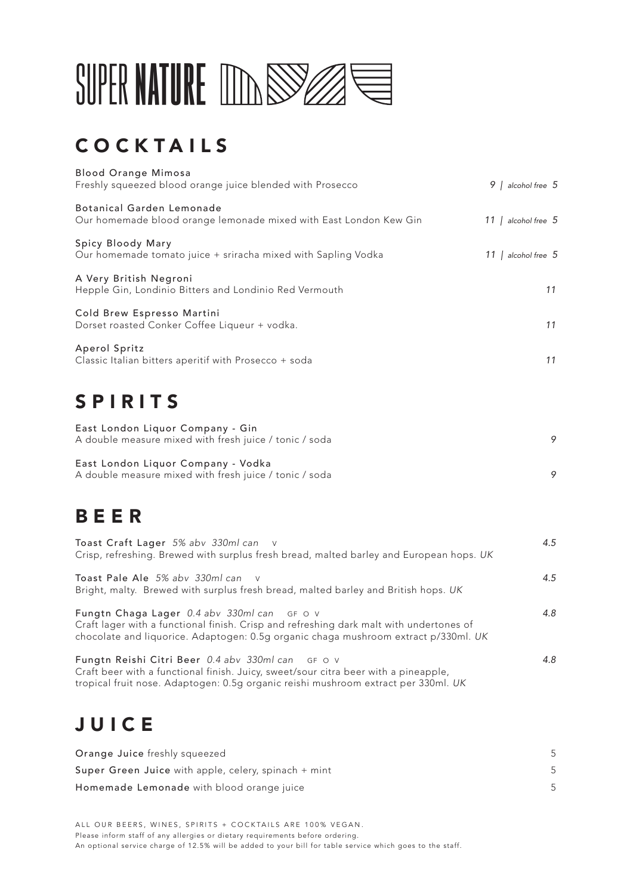# SUPER NATURE

## COCKTAILS

**Blood Orange Mimosa**
Freshly squeezed blood orange juice blended with Prosecco — 9 | *alcohol free 5*

**Botanical Garden Lemonade**
Our homemade blood orange lemonade mixed with East London Kew Gin — 11 | *alcohol free 5*

**Spicy Bloody Mary**
Our homemade tomato juice + sriracha mixed with Sapling Vodka — 11 | *alcohol free 5*

**A Very British Negroni**
Hepple Gin, Londinio Bitters and Londinio Red Vermouth — 11

**Cold Brew Espresso Martini**
Dorset roasted Conker Coffee Liqueur + vodka. — 11

**Aperol Spritz**
Classic Italian bitters aperitif with Prosecco + soda — 11

## SPIRITS

**East London Liquor Company - Gin**
A double measure mixed with fresh juice / tonic / soda — 9

**East London Liquor Company - Vodka**
A double measure mixed with fresh juice / tonic / soda — 9

## BEER

**Toast Craft Lager** *5% abv 330ml can* V — *4.5*
Crisp, refreshing. Brewed with surplus fresh bread, malted barley and European hops. *UK*

**Toast Pale Ale** *5% abv 330ml can* V — *4.5*
Bright, malty. Brewed with surplus fresh bread, malted barley and British hops. *UK*

**Fungtn Chaga Lager** *0.4 abv 330ml can* GF O V — *4.8*
Craft lager with a functional finish. Crisp and refreshing dark malt with undertones of chocolate and liquorice. Adaptogen: 0.5g organic chaga mushroom extract p/330ml. *UK*

**Fungtn Reishi Citri Beer** *0.4 abv 330ml can* GF O V — *4.8*
Craft beer with a functional finish. Juicy, sweet/sour citra beer with a pineapple, tropical fruit nose. Adaptogen: 0.5g organic reishi mushroom extract per 330ml. *UK*

## JUICE

**Orange Juice** freshly squeezed — 5

**Super Green Juice** with apple, celery, spinach + mint — 5

**Homemade Lemonade** with blood orange juice — 5

ALL OUR BEERS, WINES, SPIRITS + COCKTAILS ARE 100% VEGAN.
Please inform staff of any allergies or dietary requirements before ordering.
An optional service charge of 12.5% will be added to your bill for table service which goes to the staff.